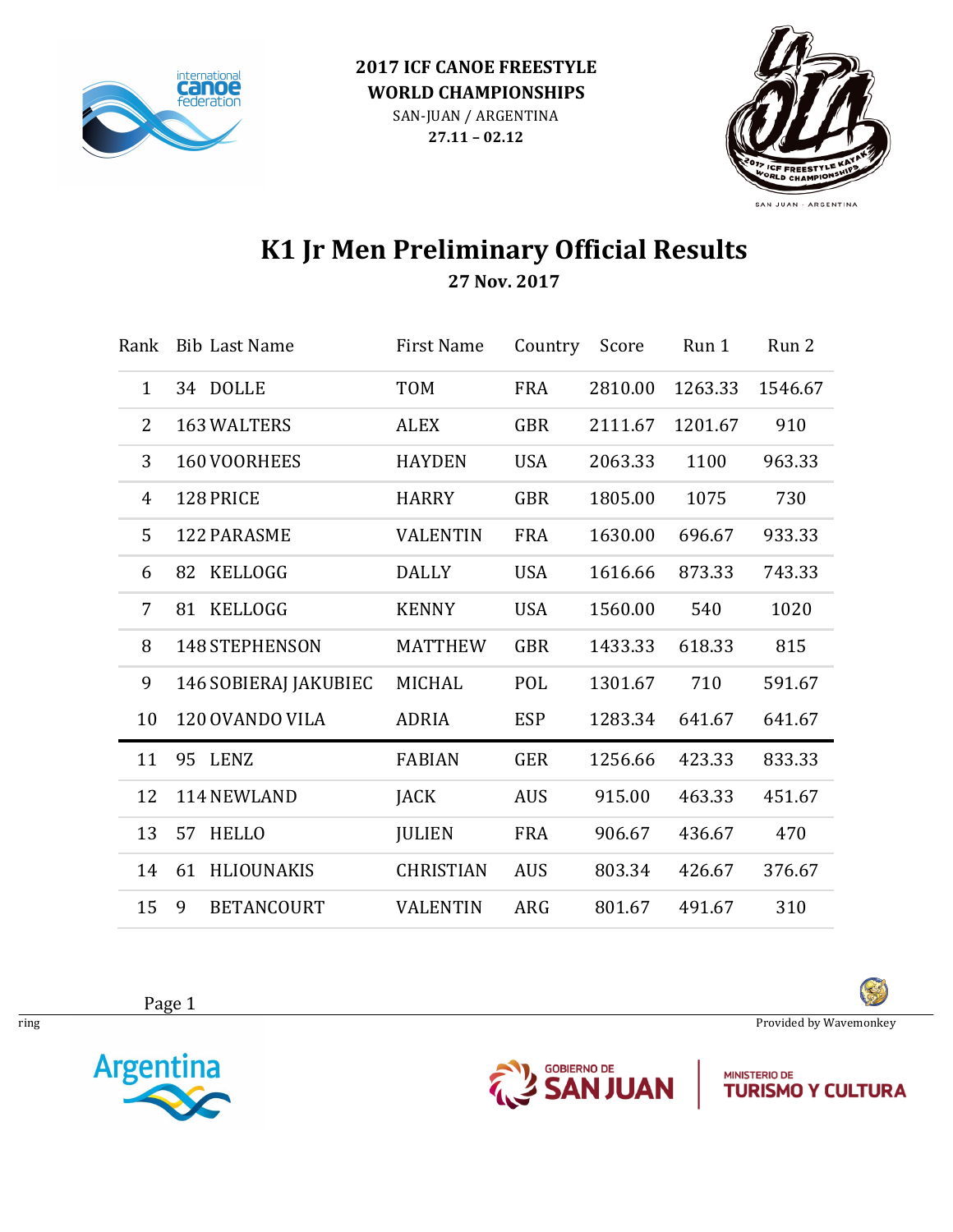**2017 ICF CANOE FREESTYLE WORLD CHAMPIONSHIPS**
SAN-JUAN / ARGENTINA
**27.11 – 02.12**

# K1 Jr Men Preliminary Official Results

**27 Nov. 2017**

| Rank | Bib | Last Name | First Name | Country | Score | Run 1 | Run 2 |
|---|---|---|---|---|---|---|---|
| 1 | 34 | DOLLE | TOM | FRA | 2810.00 | 1263.33 | 1546.67 |
| 2 | 163 | WALTERS | ALEX | GBR | 2111.67 | 1201.67 | 910 |
| 3 | 160 | VOORHEES | HAYDEN | USA | 2063.33 | 1100 | 963.33 |
| 4 | 128 | PRICE | HARRY | GBR | 1805.00 | 1075 | 730 |
| 5 | 122 | PARASME | VALENTIN | FRA | 1630.00 | 696.67 | 933.33 |
| 6 | 82 | KELLOGG | DALLY | USA | 1616.66 | 873.33 | 743.33 |
| 7 | 81 | KELLOGG | KENNY | USA | 1560.00 | 540 | 1020 |
| 8 | 148 | STEPHENSON | MATTHEW | GBR | 1433.33 | 618.33 | 815 |
| 9 | 146 | SOBIERAJ JAKUBIEC | MICHAL | POL | 1301.67 | 710 | 591.67 |
| 10 | 120 | OVANDO VILA | ADRIA | ESP | 1283.34 | 641.67 | 641.67 |
| 11 | 95 | LENZ | FABIAN | GER | 1256.66 | 423.33 | 833.33 |
| 12 | 114 | NEWLAND | JACK | AUS | 915.00 | 463.33 | 451.67 |
| 13 | 57 | HELLO | JULIEN | FRA | 906.67 | 436.67 | 470 |
| 14 | 61 | HLIOUNAKIS | CHRISTIAN | AUS | 803.34 | 426.67 | 376.67 |
| 15 | 9 | BETANCOURT | VALENTIN | ARG | 801.67 | 491.67 | 310 |

Provided by Wavemonkey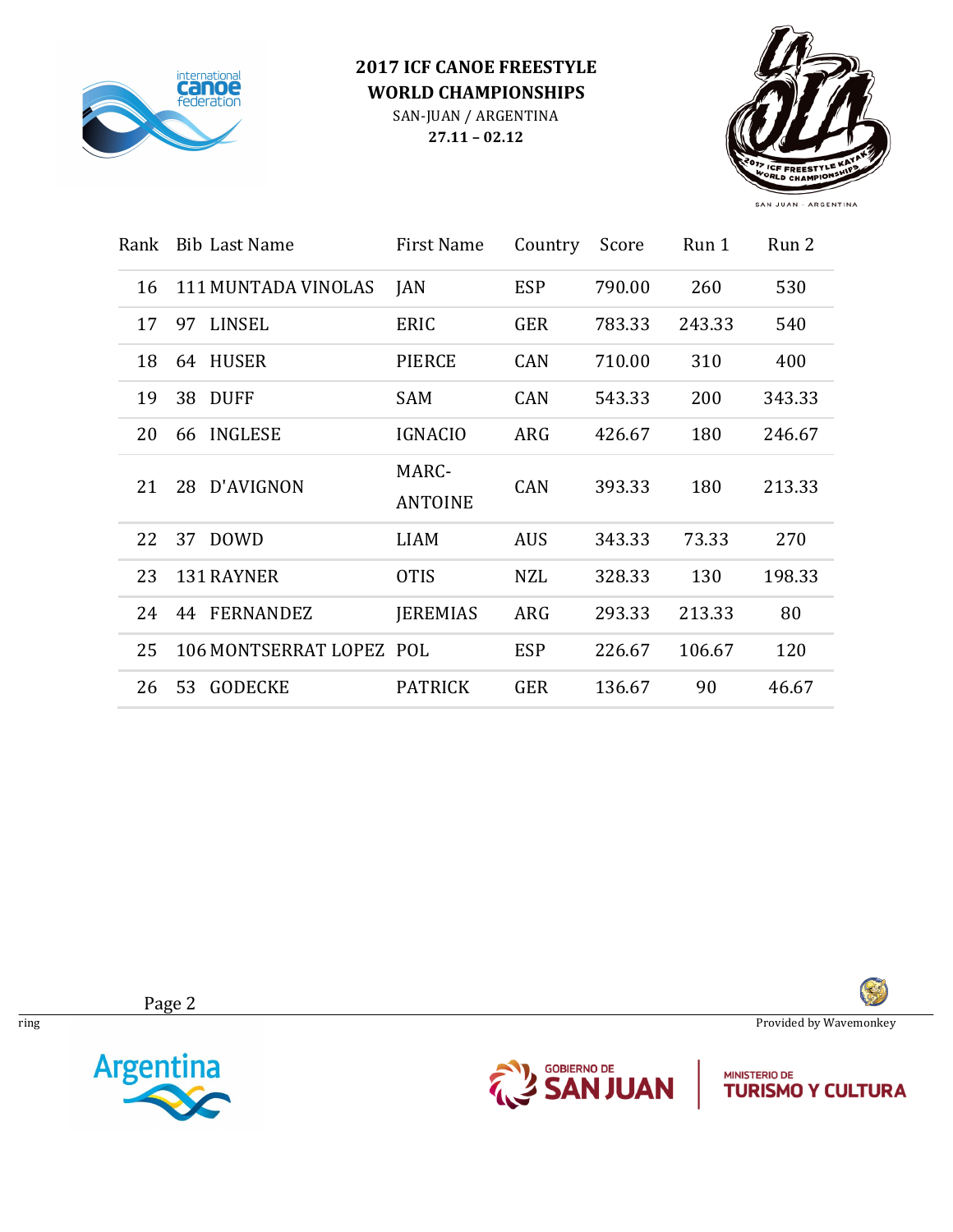## 2017 ICF CANOE FREESTYLE WORLD CHAMPIONSHIPS

SAN-JUAN / ARGENTINA

**27.11 – 02.12**

| Rank | Bib | Last Name | First Name | Country | Score | Run 1 | Run 2 |
|---|---|---|---|---|---|---|---|
| 16 | 111 | MUNTADA VINOLAS | JAN | ESP | 790.00 | 260 | 530 |
| 17 | 97 | LINSEL | ERIC | GER | 783.33 | 243.33 | 540 |
| 18 | 64 | HUSER | PIERCE | CAN | 710.00 | 310 | 400 |
| 19 | 38 | DUFF | SAM | CAN | 543.33 | 200 | 343.33 |
| 20 | 66 | INGLESE | IGNACIO | ARG | 426.67 | 180 | 246.67 |
| 21 | 28 | D'AVIGNON | MARC-ANTOINE | CAN | 393.33 | 180 | 213.33 |
| 22 | 37 | DOWD | LIAM | AUS | 343.33 | 73.33 | 270 |
| 23 | 131 | RAYNER | OTIS | NZL | 328.33 | 130 | 198.33 |
| 24 | 44 | FERNANDEZ | JEREMIAS | ARG | 293.33 | 213.33 | 80 |
| 25 | 106 | MONTSERRAT LOPEZ | POL | ESP | 226.67 | 106.67 | 120 |
| 26 | 53 | GODECKE | PATRICK | GER | 136.67 | 90 | 46.67 |

ring

Provided by Wavemonkey